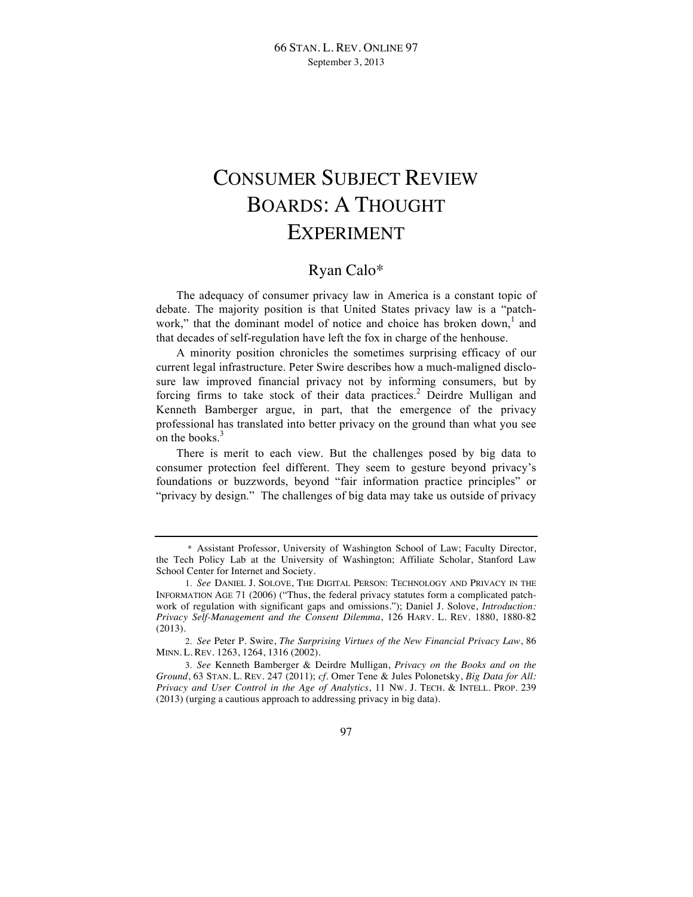# CONSUMER SUBJECT REVIEW BOARDS: A THOUGHT EXPERIMENT

Ryan Calo*

The adequacy of consumer privacy law in America is a constant topic of debate. The majority position is that United States privacy law is a "patchwork," that the dominant model of notice and choice has broken down,[1] and that decades of self-regulation have left the fox in charge of the henhouse.

A minority position chronicles the sometimes surprising efficacy of our current legal infrastructure. Peter Swire describes how a much-maligned disclosure law improved financial privacy not by informing consumers, but by forcing firms to take stock of their data practices.[2] Deirdre Mulligan and Kenneth Bamberger argue, in part, that the emergence of the privacy professional has translated into better privacy on the ground than what you see on the books.[3]

There is merit to each view. But the challenges posed by big data to consumer protection feel different. They seem to gesture beyond privacy's foundations or buzzwords, beyond "fair information practice principles" or "privacy by design." The challenges of big data may take us outside of privacy

---

\* Assistant Professor, University of Washington School of Law; Faculty Director, the Tech Policy Lab at the University of Washington; Affiliate Scholar, Stanford Law School Center for Internet and Society.

1. *See* DANIEL J. SOLOVE, THE DIGITAL PERSON: TECHNOLOGY AND PRIVACY IN THE INFORMATION AGE 71 (2006) ("Thus, the federal privacy statutes form a complicated patchwork of regulation with significant gaps and omissions."); Daniel J. Solove, *Introduction: Privacy Self-Management and the Consent Dilemma*, 126 HARV. L. REV. 1880, 1880-82 (2013).

2. *See* Peter P. Swire, *The Surprising Virtues of the New Financial Privacy Law*, 86 MINN. L. REV. 1263, 1264, 1316 (2002).

3. *See* Kenneth Bamberger & Deirdre Mulligan, *Privacy on the Books and on the Ground*, 63 STAN. L. REV. 247 (2011); *cf.* Omer Tene & Jules Polonetsky, *Big Data for All: Privacy and User Control in the Age of Analytics*, 11 NW. J. TECH. & INTELL. PROP. 239 (2013) (urging a cautious approach to addressing privacy in big data).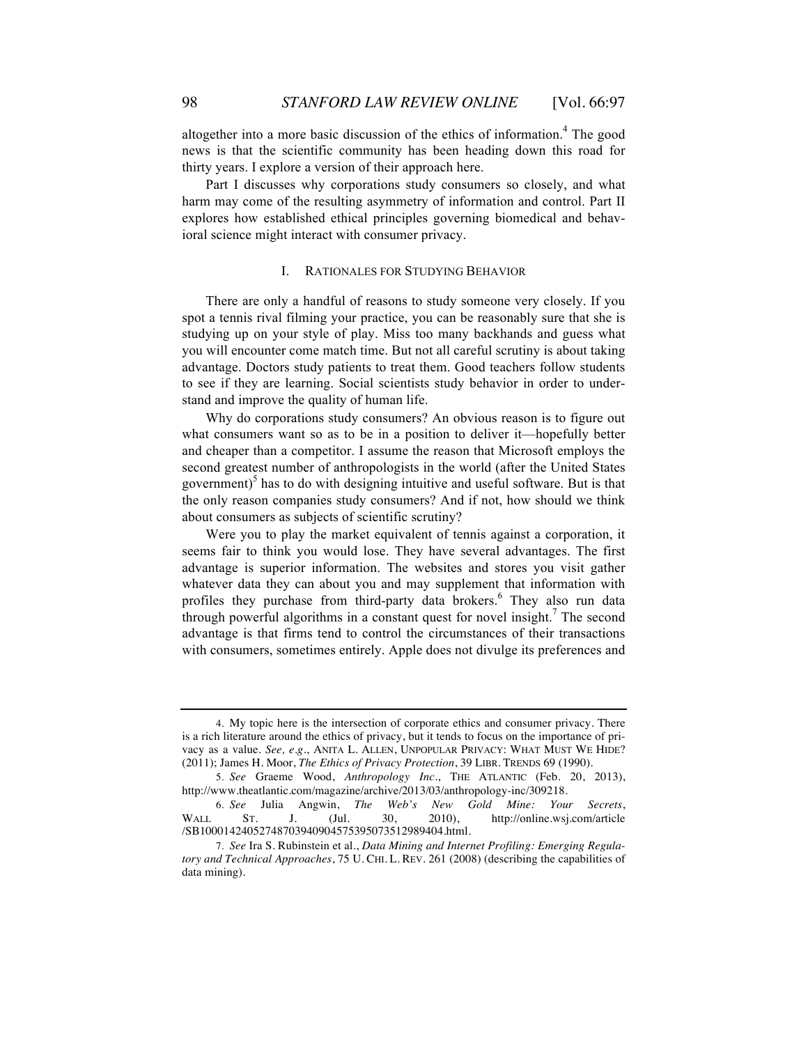altogether into a more basic discussion of the ethics of information.[4] The good news is that the scientific community has been heading down this road for thirty years. I explore a version of their approach here.

Part I discusses why corporations study consumers so closely, and what harm may come of the resulting asymmetry of information and control. Part II explores how established ethical principles governing biomedical and behavioral science might interact with consumer privacy.

## I. RATIONALES FOR STUDYING BEHAVIOR

There are only a handful of reasons to study someone very closely. If you spot a tennis rival filming your practice, you can be reasonably sure that she is studying up on your style of play. Miss too many backhands and guess what you will encounter come match time. But not all careful scrutiny is about taking advantage. Doctors study patients to treat them. Good teachers follow students to see if they are learning. Social scientists study behavior in order to understand and improve the quality of human life.

Why do corporations study consumers? An obvious reason is to figure out what consumers want so as to be in a position to deliver it—hopefully better and cheaper than a competitor. I assume the reason that Microsoft employs the second greatest number of anthropologists in the world (after the United States government)[5] has to do with designing intuitive and useful software. But is that the only reason companies study consumers? And if not, how should we think about consumers as subjects of scientific scrutiny?

Were you to play the market equivalent of tennis against a corporation, it seems fair to think you would lose. They have several advantages. The first advantage is superior information. The websites and stores you visit gather whatever data they can about you and may supplement that information with profiles they purchase from third-party data brokers.[6] They also run data through powerful algorithms in a constant quest for novel insight.[7] The second advantage is that firms tend to control the circumstances of their transactions with consumers, sometimes entirely. Apple does not divulge its preferences and

---

4. My topic here is the intersection of corporate ethics and consumer privacy. There is a rich literature around the ethics of privacy, but it tends to focus on the importance of privacy as a value. *See, e.g.*, ANITA L. ALLEN, UNPOPULAR PRIVACY: WHAT MUST WE HIDE? (2011); James H. Moor, *The Ethics of Privacy Protection*, 39 LIBR. TRENDS 69 (1990).

5. *See* Graeme Wood, *Anthropology Inc.*, THE ATLANTIC (Feb. 20, 2013), http://www.theatlantic.com/magazine/archive/2013/03/anthropology-inc/309218.

6. *See* Julia Angwin, *The Web's New Gold Mine: Your Secrets*, WALL ST. J. (Jul. 30, 2010), http://online.wsj.com/article/SB10001424052748703940904575395073512989404.html.

7. *See* Ira S. Rubinstein et al., *Data Mining and Internet Profiling: Emerging Regulatory and Technical Approaches*, 75 U. CHI. L. REV. 261 (2008) (describing the capabilities of data mining).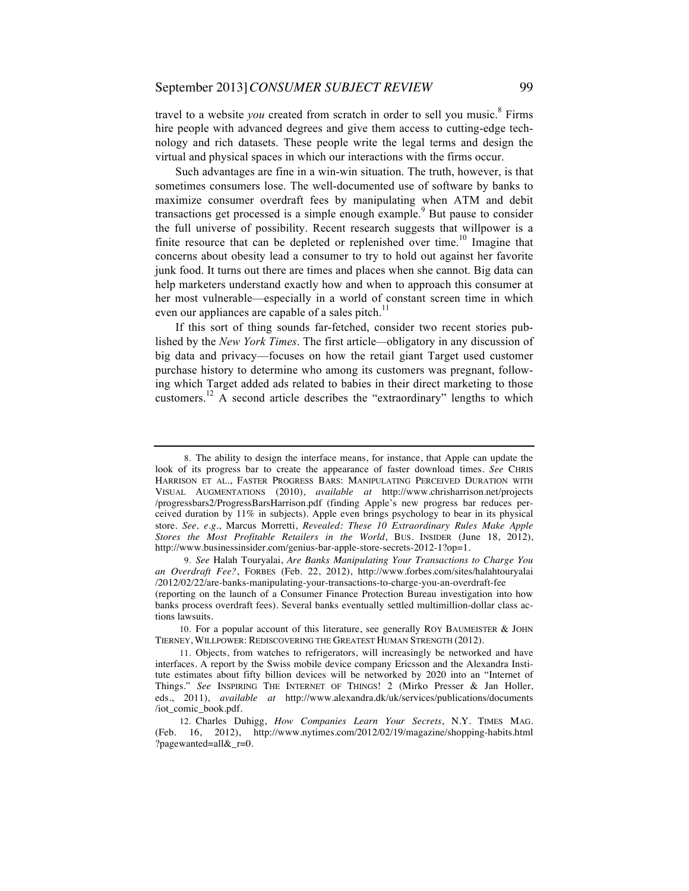travel to a website *you* created from scratch in order to sell you music.[8] Firms hire people with advanced degrees and give them access to cutting-edge technology and rich datasets. These people write the legal terms and design the virtual and physical spaces in which our interactions with the firms occur.

Such advantages are fine in a win-win situation. The truth, however, is that sometimes consumers lose. The well-documented use of software by banks to maximize consumer overdraft fees by manipulating when ATM and debit transactions get processed is a simple enough example.[9] But pause to consider the full universe of possibility. Recent research suggests that willpower is a finite resource that can be depleted or replenished over time.[10] Imagine that concerns about obesity lead a consumer to try to hold out against her favorite junk food. It turns out there are times and places when she cannot. Big data can help marketers understand exactly how and when to approach this consumer at her most vulnerable—especially in a world of constant screen time in which even our appliances are capable of a sales pitch.[11]

If this sort of thing sounds far-fetched, consider two recent stories published by the *New York Times*. The first article—obligatory in any discussion of big data and privacy—focuses on how the retail giant Target used customer purchase history to determine who among its customers was pregnant, following which Target added ads related to babies in their direct marketing to those customers.[12] A second article describes the "extraordinary" lengths to which

---

8. The ability to design the interface means, for instance, that Apple can update the look of its progress bar to create the appearance of faster download times. *See* CHRIS HARRISON ET AL., FASTER PROGRESS BARS: MANIPULATING PERCEIVED DURATION WITH VISUAL AUGMENTATIONS (2010), *available at* http://www.chrisharrison.net/projects/progressbars2/ProgressBarsHarrison.pdf (finding Apple's new progress bar reduces perceived duration by 11% in subjects). Apple even brings psychology to bear in its physical store. *See, e.g.*, Marcus Morretti, *Revealed: These 10 Extraordinary Rules Make Apple Stores the Most Profitable Retailers in the World*, BUS. INSIDER (June 18, 2012), http://www.businessinsider.com/genius-bar-apple-store-secrets-2012-1?op=1.

9. *See* Halah Touryalai, *Are Banks Manipulating Your Transactions to Charge You an Overdraft Fee?*, FORBES (Feb. 22, 2012), http://www.forbes.com/sites/halahtouryalai/2012/02/22/are-banks-manipulating-your-transactions-to-charge-you-an-overdraft-fee (reporting on the launch of a Consumer Finance Protection Bureau investigation into how banks process overdraft fees). Several banks eventually settled multimillion-dollar class actions lawsuits.

10. For a popular account of this literature, see generally ROY BAUMEISTER & JOHN TIERNEY, WILLPOWER: REDISCOVERING THE GREATEST HUMAN STRENGTH (2012).

11. Objects, from watches to refrigerators, will increasingly be networked and have interfaces. A report by the Swiss mobile device company Ericsson and the Alexandra Institute estimates about fifty billion devices will be networked by 2020 into an "Internet of Things." *See* INSPIRING THE INTERNET OF THINGS! 2 (Mirko Presser & Jan Holler, eds., 2011), *available at* http://www.alexandra.dk/uk/services/publications/documents/iot_comic_book.pdf.

12. Charles Duhigg, *How Companies Learn Your Secrets*, N.Y. TIMES MAG. (Feb. 16, 2012), http://www.nytimes.com/2012/02/19/magazine/shopping-habits.html?pagewanted=all&_r=0.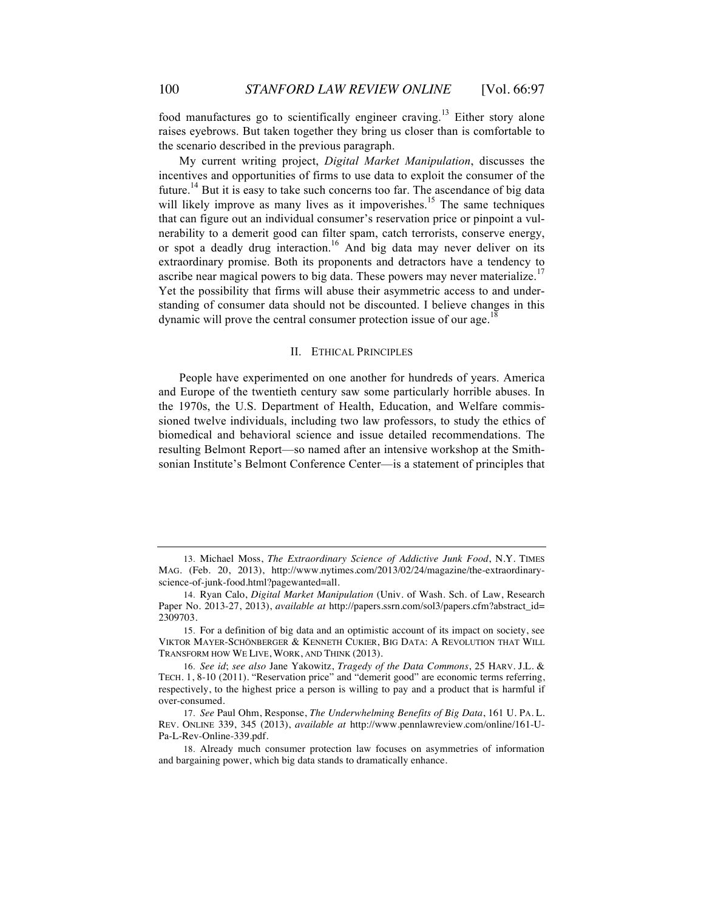food manufactures go to scientifically engineer craving.[13] Either story alone raises eyebrows. But taken together they bring us closer than is comfortable to the scenario described in the previous paragraph.

My current writing project, *Digital Market Manipulation*, discusses the incentives and opportunities of firms to use data to exploit the consumer of the future.[14] But it is easy to take such concerns too far. The ascendance of big data will likely improve as many lives as it impoverishes.[15] The same techniques that can figure out an individual consumer's reservation price or pinpoint a vulnerability to a demerit good can filter spam, catch terrorists, conserve energy, or spot a deadly drug interaction.[16] And big data may never deliver on its extraordinary promise. Both its proponents and detractors have a tendency to ascribe near magical powers to big data. These powers may never materialize.[17] Yet the possibility that firms will abuse their asymmetric access to and understanding of consumer data should not be discounted. I believe changes in this dynamic will prove the central consumer protection issue of our age.[18]

## II. Ethical Principles

People have experimented on one another for hundreds of years. America and Europe of the twentieth century saw some particularly horrible abuses. In the 1970s, the U.S. Department of Health, Education, and Welfare commissioned twelve individuals, including two law professors, to study the ethics of biomedical and behavioral science and issue detailed recommendations. The resulting Belmont Report—so named after an intensive workshop at the Smithsonian Institute's Belmont Conference Center—is a statement of principles that

---

13. Michael Moss, *The Extraordinary Science of Addictive Junk Food*, N.Y. Times Mag. (Feb. 20, 2013), http://www.nytimes.com/2013/02/24/magazine/the-extraordinary-science-of-junk-food.html?pagewanted=all.

14. Ryan Calo, *Digital Market Manipulation* (Univ. of Wash. Sch. of Law, Research Paper No. 2013-27, 2013), *available at* http://papers.ssrn.com/sol3/papers.cfm?abstract_id=2309703.

15. For a definition of big data and an optimistic account of its impact on society, see Viktor Mayer-Schönberger & Kenneth Cukier, Big Data: A Revolution that Will Transform how We Live, Work, and Think (2013).

16. *See id*; *see also* Jane Yakowitz, *Tragedy of the Data Commons*, 25 Harv. J.L. & Tech. 1, 8-10 (2011). "Reservation price" and "demerit good" are economic terms referring, respectively, to the highest price a person is willing to pay and a product that is harmful if over-consumed.

17. *See* Paul Ohm, Response, *The Underwhelming Benefits of Big Data*, 161 U. Pa. L. Rev. Online 339, 345 (2013), *available at* http://www.pennlawreview.com/online/161-U-Pa-L-Rev-Online-339.pdf.

18. Already much consumer protection law focuses on asymmetries of information and bargaining power, which big data stands to dramatically enhance.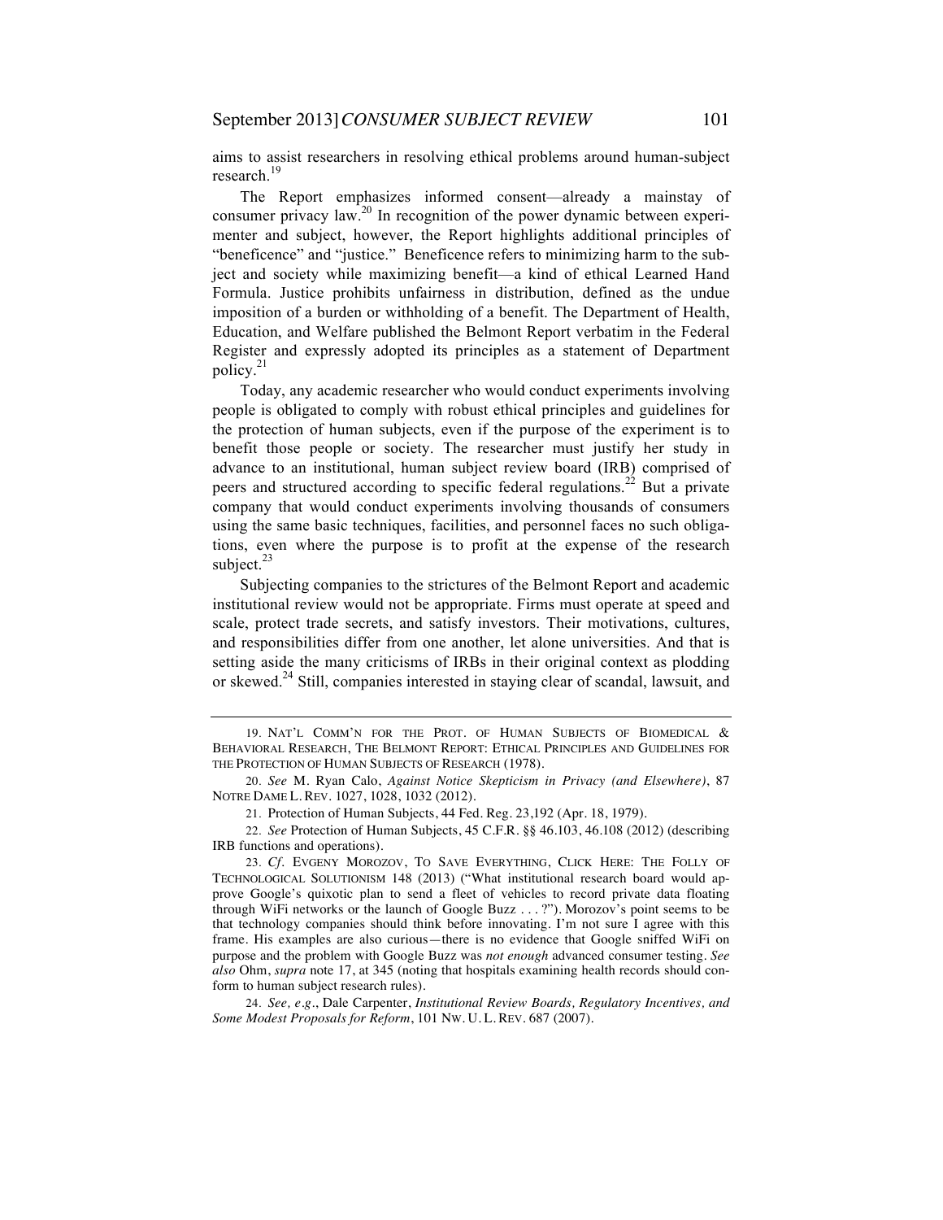aims to assist researchers in resolving ethical problems around human-subject research.[19]

The Report emphasizes informed consent—already a mainstay of consumer privacy law.[20] In recognition of the power dynamic between experimenter and subject, however, the Report highlights additional principles of "beneficence" and "justice." Beneficence refers to minimizing harm to the subject and society while maximizing benefit—a kind of ethical Learned Hand Formula. Justice prohibits unfairness in distribution, defined as the undue imposition of a burden or withholding of a benefit. The Department of Health, Education, and Welfare published the Belmont Report verbatim in the Federal Register and expressly adopted its principles as a statement of Department policy.[21]

Today, any academic researcher who would conduct experiments involving people is obligated to comply with robust ethical principles and guidelines for the protection of human subjects, even if the purpose of the experiment is to benefit those people or society. The researcher must justify her study in advance to an institutional, human subject review board (IRB) comprised of peers and structured according to specific federal regulations.[22] But a private company that would conduct experiments involving thousands of consumers using the same basic techniques, facilities, and personnel faces no such obligations, even where the purpose is to profit at the expense of the research subject.[23]

Subjecting companies to the strictures of the Belmont Report and academic institutional review would not be appropriate. Firms must operate at speed and scale, protect trade secrets, and satisfy investors. Their motivations, cultures, and responsibilities differ from one another, let alone universities. And that is setting aside the many criticisms of IRBs in their original context as plodding or skewed.[24] Still, companies interested in staying clear of scandal, lawsuit, and

---

19. NAT'L COMM'N FOR THE PROT. OF HUMAN SUBJECTS OF BIOMEDICAL & BEHAVIORAL RESEARCH, THE BELMONT REPORT: ETHICAL PRINCIPLES AND GUIDELINES FOR THE PROTECTION OF HUMAN SUBJECTS OF RESEARCH (1978).

20. *See* M. Ryan Calo, *Against Notice Skepticism in Privacy (and Elsewhere)*, 87 NOTRE DAME L. REV. 1027, 1028, 1032 (2012).

21. Protection of Human Subjects, 44 Fed. Reg. 23,192 (Apr. 18, 1979).

22. *See* Protection of Human Subjects, 45 C.F.R. §§ 46.103, 46.108 (2012) (describing IRB functions and operations).

23. *Cf*. EVGENY MOROZOV, TO SAVE EVERYTHING, CLICK HERE: THE FOLLY OF TECHNOLOGICAL SOLUTIONISM 148 (2013) ("What institutional research board would approve Google's quixotic plan to send a fleet of vehicles to record private data floating through WiFi networks or the launch of Google Buzz . . . ?"). Morozov's point seems to be that technology companies should think before innovating. I'm not sure I agree with this frame. His examples are also curious—there is no evidence that Google sniffed WiFi on purpose and the problem with Google Buzz was *not enough* advanced consumer testing. *See also* Ohm, *supra* note 17, at 345 (noting that hospitals examining health records should conform to human subject research rules).

24. *See, e.g.*, Dale Carpenter, *Institutional Review Boards, Regulatory Incentives, and Some Modest Proposals for Reform*, 101 NW. U. L. REV. 687 (2007).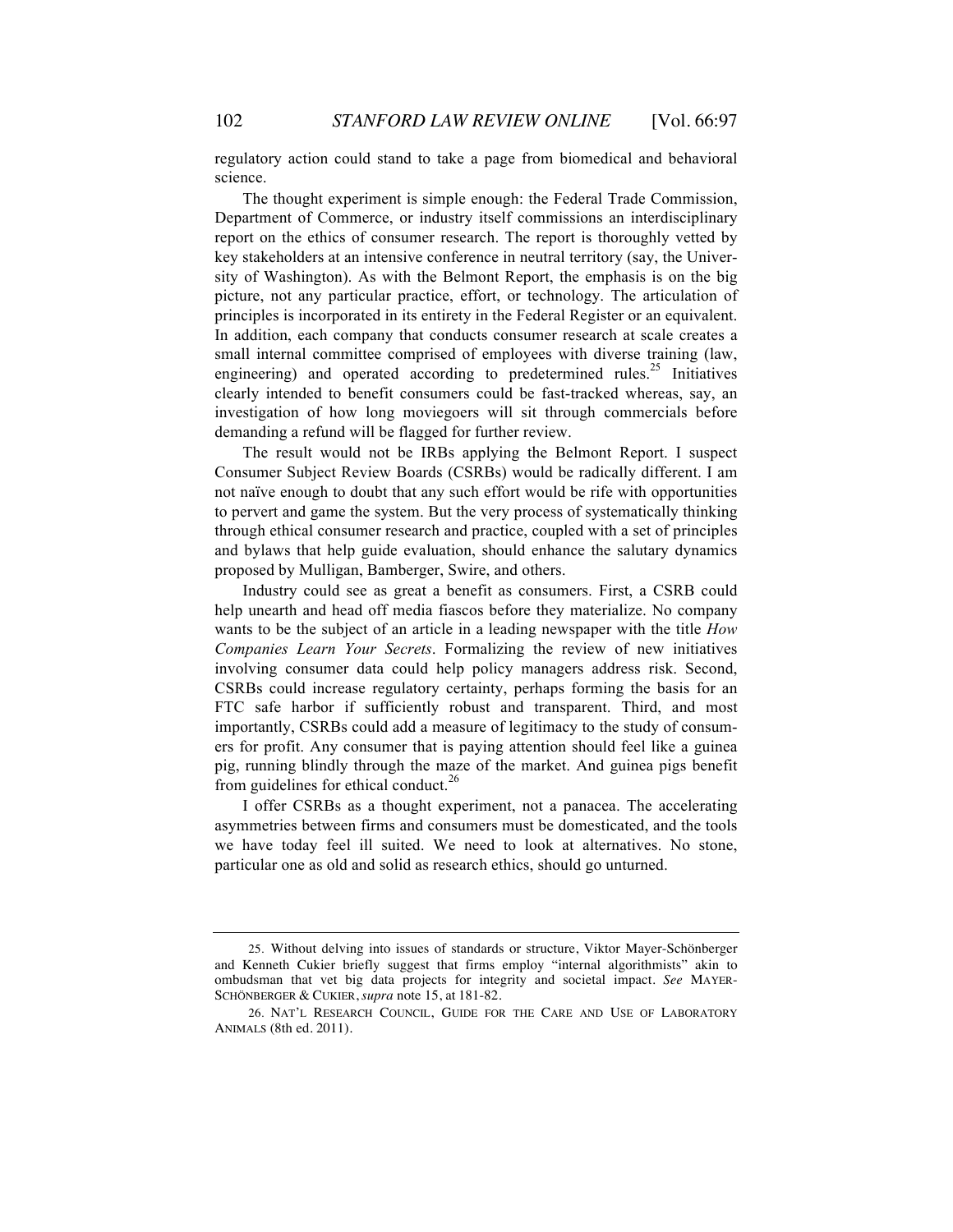regulatory action could stand to take a page from biomedical and behavioral science.

The thought experiment is simple enough: the Federal Trade Commission, Department of Commerce, or industry itself commissions an interdisciplinary report on the ethics of consumer research. The report is thoroughly vetted by key stakeholders at an intensive conference in neutral territory (say, the University of Washington). As with the Belmont Report, the emphasis is on the big picture, not any particular practice, effort, or technology. The articulation of principles is incorporated in its entirety in the Federal Register or an equivalent. In addition, each company that conducts consumer research at scale creates a small internal committee comprised of employees with diverse training (law, engineering) and operated according to predetermined rules.[25] Initiatives clearly intended to benefit consumers could be fast-tracked whereas, say, an investigation of how long moviegoers will sit through commercials before demanding a refund will be flagged for further review.

The result would not be IRBs applying the Belmont Report. I suspect Consumer Subject Review Boards (CSRBs) would be radically different. I am not naïve enough to doubt that any such effort would be rife with opportunities to pervert and game the system. But the very process of systematically thinking through ethical consumer research and practice, coupled with a set of principles and bylaws that help guide evaluation, should enhance the salutary dynamics proposed by Mulligan, Bamberger, Swire, and others.

Industry could see as great a benefit as consumers. First, a CSRB could help unearth and head off media fiascos before they materialize. No company wants to be the subject of an article in a leading newspaper with the title *How Companies Learn Your Secrets*. Formalizing the review of new initiatives involving consumer data could help policy managers address risk. Second, CSRBs could increase regulatory certainty, perhaps forming the basis for an FTC safe harbor if sufficiently robust and transparent. Third, and most importantly, CSRBs could add a measure of legitimacy to the study of consumers for profit. Any consumer that is paying attention should feel like a guinea pig, running blindly through the maze of the market. And guinea pigs benefit from guidelines for ethical conduct.[26]

I offer CSRBs as a thought experiment, not a panacea. The accelerating asymmetries between firms and consumers must be domesticated, and the tools we have today feel ill suited. We need to look at alternatives. No stone, particular one as old and solid as research ethics, should go unturned.

---

25. Without delving into issues of standards or structure, Viktor Mayer-Schönberger and Kenneth Cukier briefly suggest that firms employ "internal algorithmists" akin to ombudsman that vet big data projects for integrity and societal impact. *See* MAYER-SCHÖNBERGER & CUKIER, *supra* note 15, at 181-82.

26. NAT'L RESEARCH COUNCIL, GUIDE FOR THE CARE AND USE OF LABORATORY ANIMALS (8th ed. 2011).